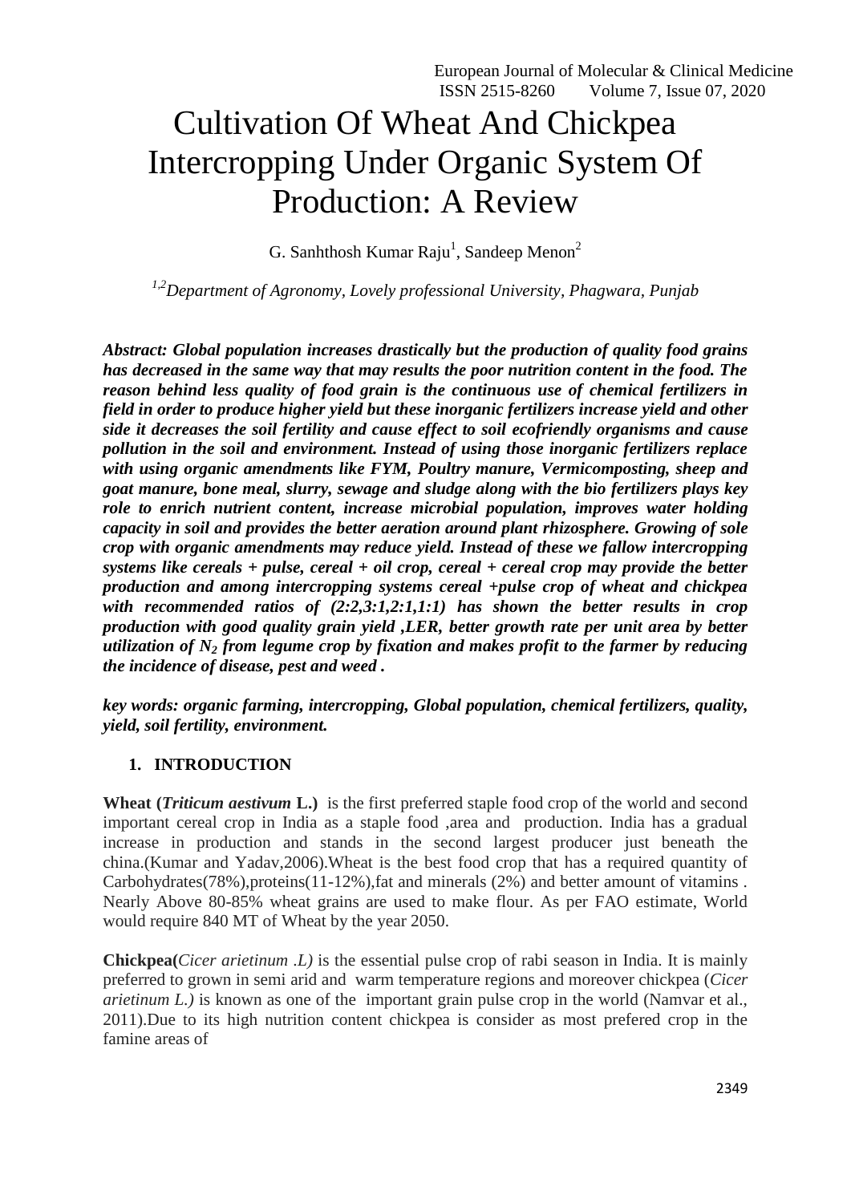# Cultivation Of Wheat And Chickpea Intercropping Under Organic System Of Production: A Review

G. Sanhthosh Kumar Raju[1], Sandeep Menon[2]

*[1,2]Department of Agronomy, Lovely professional University, Phagwara, Punjab*

***Abstract: Global population increases drastically but the production of quality food grains has decreased in the same way that may results the poor nutrition content in the food. The reason behind less quality of food grain is the continuous use of chemical fertilizers in field in order to produce higher yield but these inorganic fertilizers increase yield and other side it decreases the soil fertility and cause effect to soil ecofriendly organisms and cause pollution in the soil and environment. Instead of using those inorganic fertilizers replace with using organic amendments like FYM, Poultry manure, Vermicomposting, sheep and goat manure, bone meal, slurry, sewage and sludge along with the bio fertilizers plays key role to enrich nutrient content, increase microbial population, improves water holding capacity in soil and provides the better aeration around plant rhizosphere. Growing of sole crop with organic amendments may reduce yield. Instead of these we fallow intercropping systems like cereals + pulse, cereal + oil crop, cereal + cereal crop may provide the better production and among intercropping systems cereal +pulse crop of wheat and chickpea with recommended ratios of (2:2,3:1,2:1,1:1) has shown the better results in crop production with good quality grain yield ,LER, better growth rate per unit area by better utilization of $N_2$ from legume crop by fixation and makes profit to the farmer by reducing the incidence of disease, pest and weed .***

***key words: organic farming, intercropping, Global population, chemical fertilizers, quality, yield, soil fertility, environment.***

## 1. INTRODUCTION

**Wheat (*Triticum aestivum* L.)** is the first preferred staple food crop of the world and second important cereal crop in India as a staple food ,area and production. India has a gradual increase in production and stands in the second largest producer just beneath the china.(Kumar and Yadav,2006).Wheat is the best food crop that has a required quantity of Carbohydrates(78%),proteins(11-12%),fat and minerals (2%) and better amount of vitamins . Nearly Above 80-85% wheat grains are used to make flour. As per FAO estimate, World would require 840 MT of Wheat by the year 2050.

**Chickpea(***Cicer arietinum .L)* is the essential pulse crop of rabi season in India. It is mainly preferred to grown in semi arid and warm temperature regions and moreover chickpea (*Cicer arietinum L.)* is known as one of the important grain pulse crop in the world (Namvar et al., 2011).Due to its high nutrition content chickpea is consider as most prefered crop in the famine areas of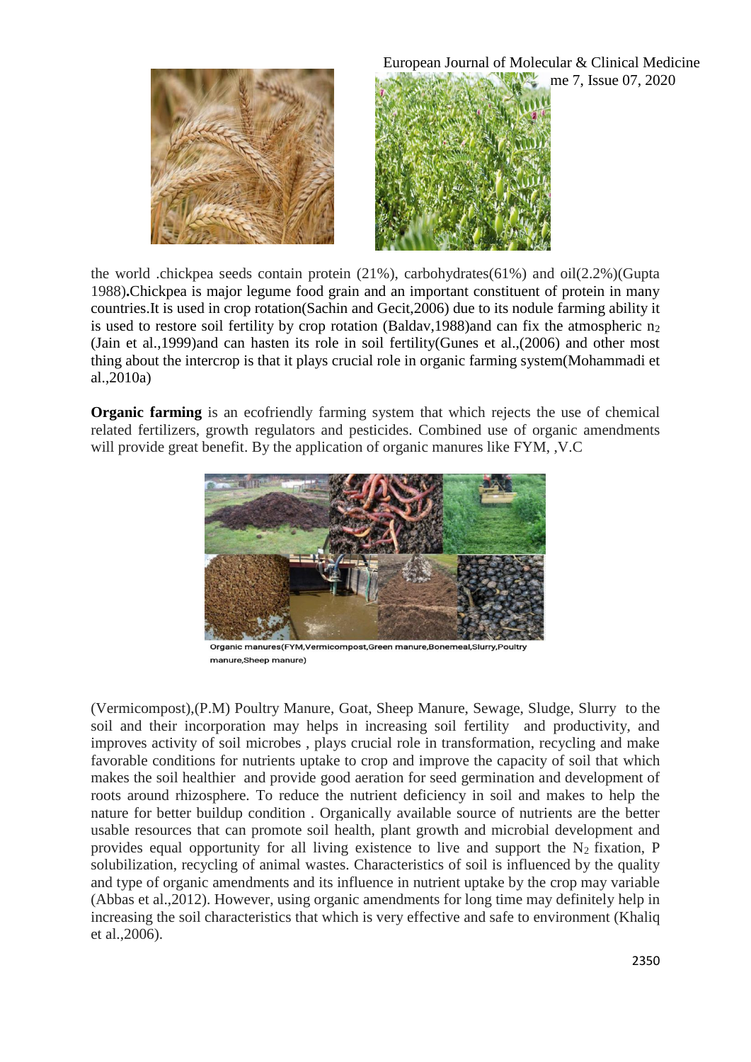the world .chickpea seeds contain protein (21%), carbohydrates(61%) and oil(2.2%)(Gupta 1988)**.**Chickpea is major legume food grain and an important constituent of protein in many countries.It is used in crop rotation(Sachin and Gecit,2006) due to its nodule farming ability it is used to restore soil fertility by crop rotation (Baldav,1988)and can fix the atmospheric $n_2$ (Jain et al.,1999)and can hasten its role in soil fertility(Gunes et al.,(2006) and other most thing about the intercrop is that it plays crucial role in organic farming system(Mohammadi et al.,2010a)

**Organic farming** is an ecofriendly farming system that which rejects the use of chemical related fertilizers, growth regulators and pesticides. Combined use of organic amendments will provide great benefit. By the application of organic manures like FYM, ,V.C

Organic manures(FYM,Vermicompost,Green manure,Bonemeal,Slurry,Poultry manure,Sheep manure)

(Vermicompost),(P.M) Poultry Manure, Goat, Sheep Manure, Sewage, Sludge, Slurry to the soil and their incorporation may helps in increasing soil fertility and productivity, and improves activity of soil microbes , plays crucial role in transformation, recycling and make favorable conditions for nutrients uptake to crop and improve the capacity of soil that which makes the soil healthier and provide good aeration for seed germination and development of roots around rhizosphere. To reduce the nutrient deficiency in soil and makes to help the nature for better buildup condition . Organically available source of nutrients are the better usable resources that can promote soil health, plant growth and microbial development and provides equal opportunity for all living existence to live and support the $N_2$ fixation, P solubilization, recycling of animal wastes. Characteristics of soil is influenced by the quality and type of organic amendments and its influence in nutrient uptake by the crop may variable (Abbas et al.,2012). However, using organic amendments for long time may definitely help in increasing the soil characteristics that which is very effective and safe to environment (Khaliq et al.,2006).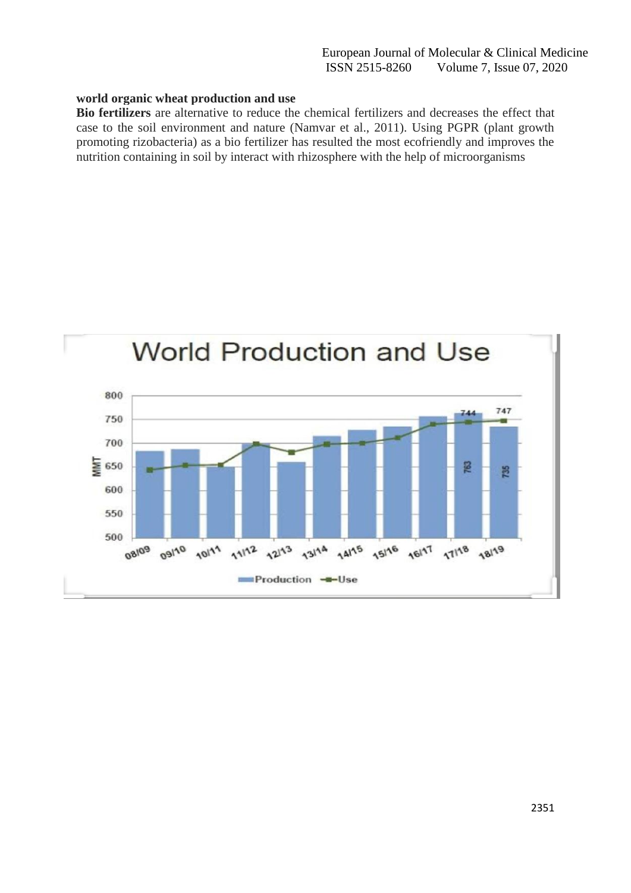**world organic wheat production and use**

**Bio fertilizers** are alternative to reduce the chemical fertilizers and decreases the effect that case to the soil environment and nature (Namvar et al., 2011). Using PGPR (plant growth promoting rizobacteria) as a bio fertilizer has resulted the most ecofriendly and improves the nutrition containing in soil by interact with rhizosphere with the help of microorganisms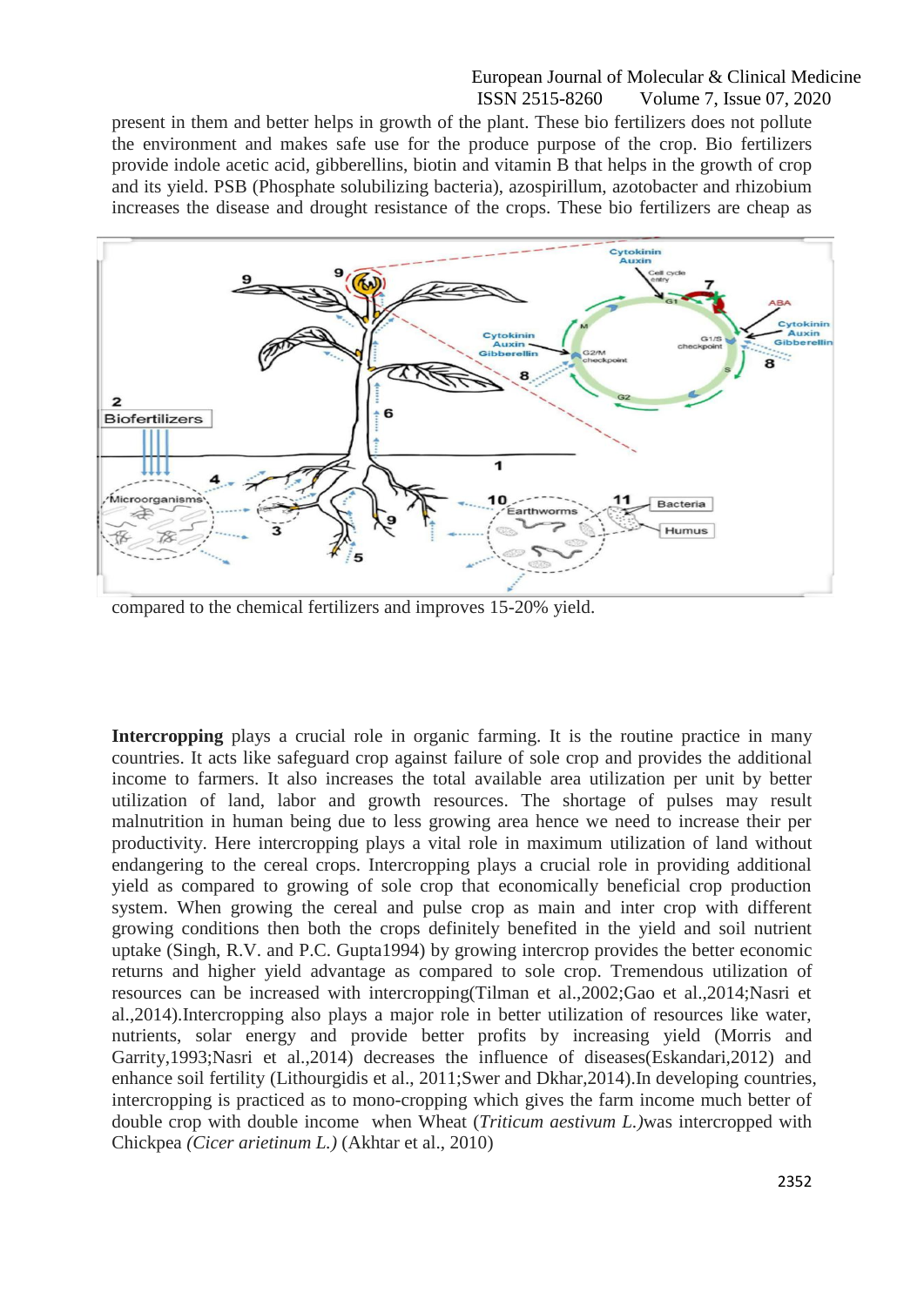present in them and better helps in growth of the plant. These bio fertilizers does not pollute the environment and makes safe use for the produce purpose of the crop. Bio fertilizers provide indole acetic acid, gibberellins, biotin and vitamin B that helps in the growth of crop and its yield. PSB (Phosphate solubilizing bacteria), azospirillum, azotobacter and rhizobium increases the disease and drought resistance of the crops. These bio fertilizers are cheap as compared to the chemical fertilizers and improves 15-20% yield.

**Intercropping** plays a crucial role in organic farming. It is the routine practice in many countries. It acts like safeguard crop against failure of sole crop and provides the additional income to farmers. It also increases the total available area utilization per unit by better utilization of land, labor and growth resources. The shortage of pulses may result malnutrition in human being due to less growing area hence we need to increase their per productivity. Here intercropping plays a vital role in maximum utilization of land without endangering to the cereal crops. Intercropping plays a crucial role in providing additional yield as compared to growing of sole crop that economically beneficial crop production system. When growing the cereal and pulse crop as main and inter crop with different growing conditions then both the crops definitely benefited in the yield and soil nutrient uptake (Singh, R.V. and P.C. Gupta1994) by growing intercrop provides the better economic returns and higher yield advantage as compared to sole crop. Tremendous utilization of resources can be increased with intercropping(Tilman et al.,2002;Gao et al.,2014;Nasri et al.,2014).Intercropping also plays a major role in better utilization of resources like water, nutrients, solar energy and provide better profits by increasing yield (Morris and Garrity,1993;Nasri et al.,2014) decreases the influence of diseases(Eskandari,2012) and enhance soil fertility (Lithourgidis et al., 2011;Swer and Dkhar,2014).In developing countries, intercropping is practiced as to mono-cropping which gives the farm income much better of double crop with double income when Wheat (*Triticum aestivum L.)*was intercropped with Chickpea *(Cicer arietinum L.)* (Akhtar et al., 2010)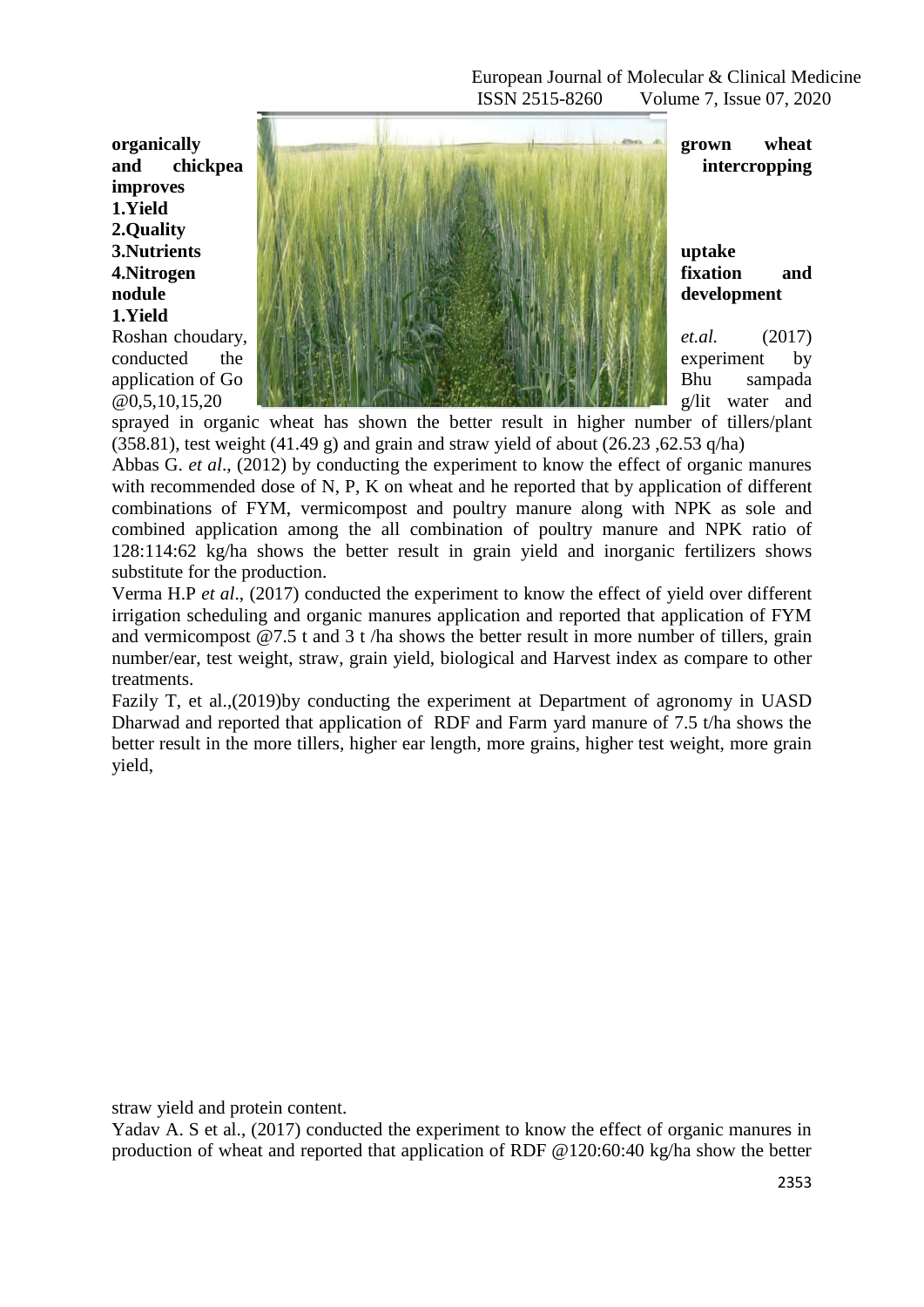**organically grown wheat and chickpea intercropping improves**

**1.Yield**

**2.Quality**

**3.Nutrients uptake**

**4.Nitrogen fixation and nodule development**

**1.Yield**

Roshan choudary, *et.al.* (2017) conducted the experiment by application of Go Bhu sampada @0,5,10,15,20 g/lit water and sprayed in organic wheat has shown the better result in higher number of tillers/plant (358.81), test weight (41.49 g) and grain and straw yield of about (26.23 ,62.53 q/ha)

Abbas G. *et al*., (2012) by conducting the experiment to know the effect of organic manures with recommended dose of N, P, K on wheat and he reported that by application of different combinations of FYM, vermicompost and poultry manure along with NPK as sole and combined application among the all combination of poultry manure and NPK ratio of 128:114:62 kg/ha shows the better result in grain yield and inorganic fertilizers shows substitute for the production.

Verma H.P *et al*., (2017) conducted the experiment to know the effect of yield over different irrigation scheduling and organic manures application and reported that application of FYM and vermicompost @7.5 t and 3 t /ha shows the better result in more number of tillers, grain number/ear, test weight, straw, grain yield, biological and Harvest index as compare to other treatments.

Fazily T, et al.,(2019)by conducting the experiment at Department of agronomy in UASD Dharwad and reported that application of RDF and Farm yard manure of 7.5 t/ha shows the better result in the more tillers, higher ear length, more grains, higher test weight, more grain yield, straw yield and protein content.

Yadav A. S et al., (2017) conducted the experiment to know the effect of organic manures in production of wheat and reported that application of RDF @120:60:40 kg/ha show the better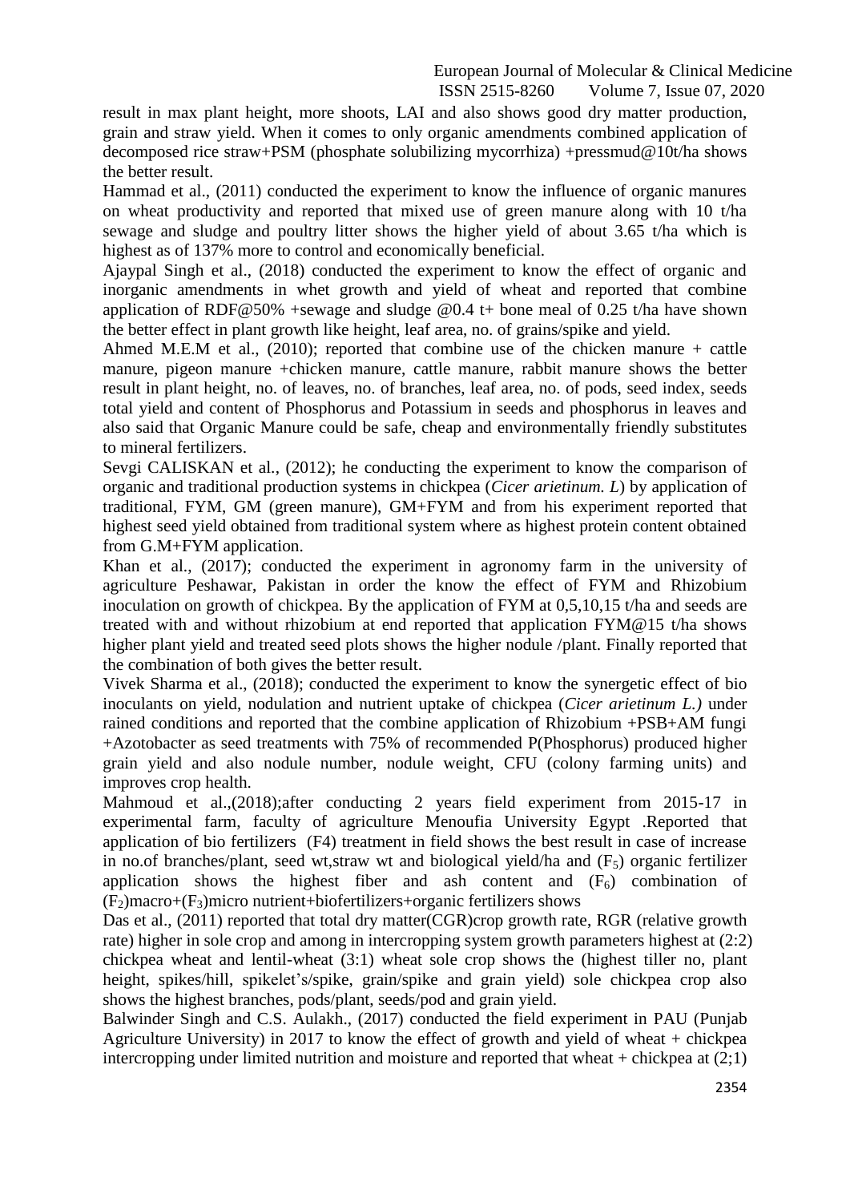result in max plant height, more shoots, LAI and also shows good dry matter production, grain and straw yield. When it comes to only organic amendments combined application of decomposed rice straw+PSM (phosphate solubilizing mycorrhiza) +pressmud@10t/ha shows the better result.

Hammad et al., (2011) conducted the experiment to know the influence of organic manures on wheat productivity and reported that mixed use of green manure along with 10 t/ha sewage and sludge and poultry litter shows the higher yield of about 3.65 t/ha which is highest as of 137% more to control and economically beneficial.

Ajaypal Singh et al., (2018) conducted the experiment to know the effect of organic and inorganic amendments in whet growth and yield of wheat and reported that combine application of RDF@50% +sewage and sludge @0.4 t+ bone meal of 0.25 t/ha have shown the better effect in plant growth like height, leaf area, no. of grains/spike and yield.

Ahmed M.E.M et al., (2010); reported that combine use of the chicken manure + cattle manure, pigeon manure +chicken manure, cattle manure, rabbit manure shows the better result in plant height, no. of leaves, no. of branches, leaf area, no. of pods, seed index, seeds total yield and content of Phosphorus and Potassium in seeds and phosphorus in leaves and also said that Organic Manure could be safe, cheap and environmentally friendly substitutes to mineral fertilizers.

Sevgi CALISKAN et al., (2012); he conducting the experiment to know the comparison of organic and traditional production systems in chickpea (*Cicer arietinum. L*) by application of traditional, FYM, GM (green manure), GM+FYM and from his experiment reported that highest seed yield obtained from traditional system where as highest protein content obtained from G.M+FYM application.

Khan et al., (2017); conducted the experiment in agronomy farm in the university of agriculture Peshawar, Pakistan in order the know the effect of FYM and Rhizobium inoculation on growth of chickpea. By the application of FYM at 0,5,10,15 t/ha and seeds are treated with and without rhizobium at end reported that application FYM@15 t/ha shows higher plant yield and treated seed plots shows the higher nodule /plant. Finally reported that the combination of both gives the better result.

Vivek Sharma et al., (2018); conducted the experiment to know the synergetic effect of bio inoculants on yield, nodulation and nutrient uptake of chickpea (*Cicer arietinum L.)* under rained conditions and reported that the combine application of Rhizobium +PSB+AM fungi +Azotobacter as seed treatments with 75% of recommended P(Phosphorus) produced higher grain yield and also nodule number, nodule weight, CFU (colony farming units) and improves crop health.

Mahmoud et al.,(2018);after conducting 2 years field experiment from 2015-17 in experimental farm, faculty of agriculture Menoufia University Egypt .Reported that application of bio fertilizers (F4) treatment in field shows the best result in case of increase in no.of branches/plant, seed wt,straw wt and biological yield/ha and ($F_5$) organic fertilizer application shows the highest fiber and ash content and ($F_6$) combination of ($F_2$)macro+($F_3$)micro nutrient+biofertilizers+organic fertilizers shows

Das et al., (2011) reported that total dry matter(CGR)crop growth rate, RGR (relative growth rate) higher in sole crop and among in intercropping system growth parameters highest at (2:2) chickpea wheat and lentil-wheat (3:1) wheat sole crop shows the (highest tiller no, plant height, spikes/hill, spikelet's/spike, grain/spike and grain yield) sole chickpea crop also shows the highest branches, pods/plant, seeds/pod and grain yield.

Balwinder Singh and C.S. Aulakh., (2017) conducted the field experiment in PAU (Punjab Agriculture University) in 2017 to know the effect of growth and yield of wheat + chickpea intercropping under limited nutrition and moisture and reported that wheat + chickpea at (2;1)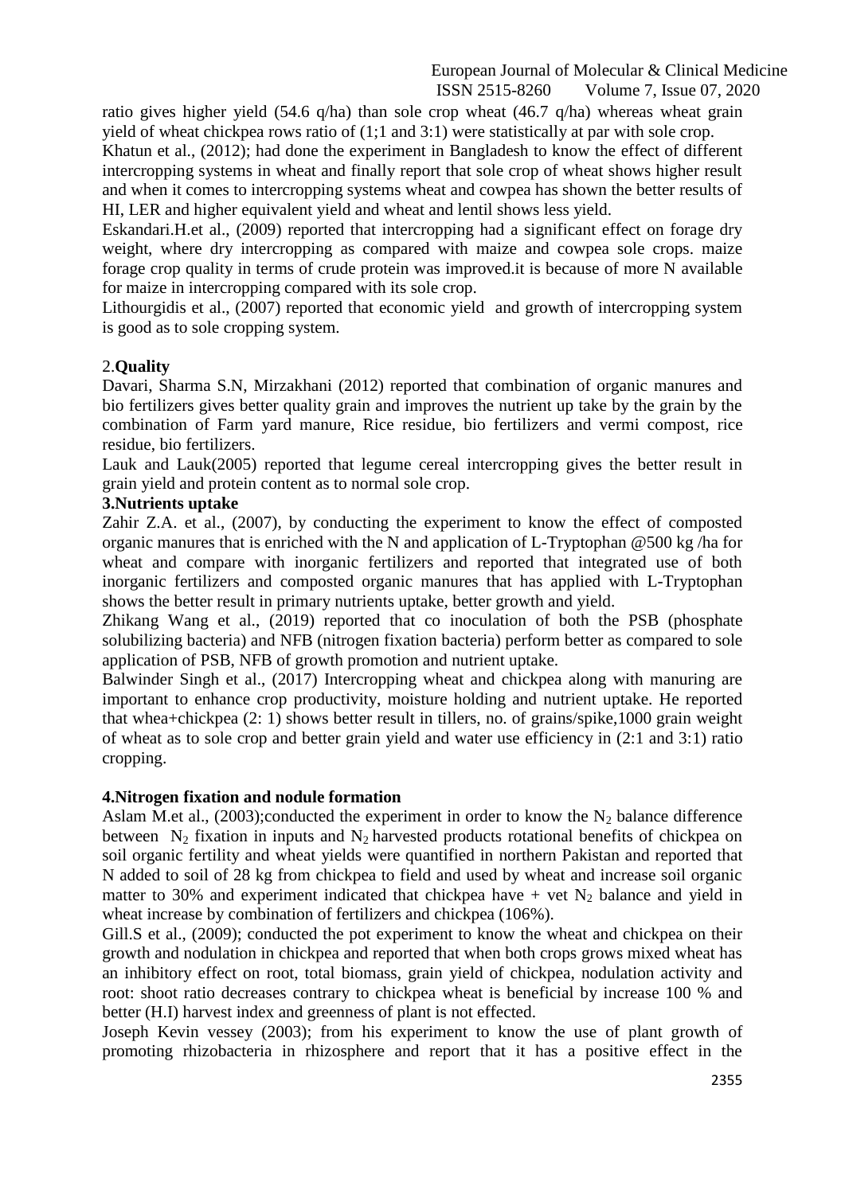ratio gives higher yield (54.6 q/ha) than sole crop wheat (46.7 q/ha) whereas wheat grain yield of wheat chickpea rows ratio of (1;1 and 3:1) were statistically at par with sole crop.

Khatun et al., (2012); had done the experiment in Bangladesh to know the effect of different intercropping systems in wheat and finally report that sole crop of wheat shows higher result and when it comes to intercropping systems wheat and cowpea has shown the better results of HI, LER and higher equivalent yield and wheat and lentil shows less yield.

Eskandari.H.et al., (2009) reported that intercropping had a significant effect on forage dry weight, where dry intercropping as compared with maize and cowpea sole crops. maize forage crop quality in terms of crude protein was improved.it is because of more N available for maize in intercropping compared with its sole crop.

Lithourgidis et al., (2007) reported that economic yield and growth of intercropping system is good as to sole cropping system.

## 2.**Quality**

Davari, Sharma S.N, Mirzakhani (2012) reported that combination of organic manures and bio fertilizers gives better quality grain and improves the nutrient up take by the grain by the combination of Farm yard manure, Rice residue, bio fertilizers and vermi compost, rice residue, bio fertilizers.

Lauk and Lauk(2005) reported that legume cereal intercropping gives the better result in grain yield and protein content as to normal sole crop.

## 3.Nutrients uptake

Zahir Z.A. et al., (2007), by conducting the experiment to know the effect of composted organic manures that is enriched with the N and application of L-Tryptophan @500 kg /ha for wheat and compare with inorganic fertilizers and reported that integrated use of both inorganic fertilizers and composted organic manures that has applied with L-Tryptophan shows the better result in primary nutrients uptake, better growth and yield.

Zhikang Wang et al., (2019) reported that co inoculation of both the PSB (phosphate solubilizing bacteria) and NFB (nitrogen fixation bacteria) perform better as compared to sole application of PSB, NFB of growth promotion and nutrient uptake.

Balwinder Singh et al., (2017) Intercropping wheat and chickpea along with manuring are important to enhance crop productivity, moisture holding and nutrient uptake. He reported that whea+chickpea (2: 1) shows better result in tillers, no. of grains/spike,1000 grain weight of wheat as to sole crop and better grain yield and water use efficiency in (2:1 and 3:1) ratio cropping.

## 4.Nitrogen fixation and nodule formation

Aslam M.et al., (2003);conducted the experiment in order to know the $N_2$ balance difference between $N_2$ fixation in inputs and $N_2$ harvested products rotational benefits of chickpea on soil organic fertility and wheat yields were quantified in northern Pakistan and reported that N added to soil of 28 kg from chickpea to field and used by wheat and increase soil organic matter to 30% and experiment indicated that chickpea have + vet $N_2$ balance and yield in wheat increase by combination of fertilizers and chickpea (106%).

Gill.S et al., (2009); conducted the pot experiment to know the wheat and chickpea on their growth and nodulation in chickpea and reported that when both crops grows mixed wheat has an inhibitory effect on root, total biomass, grain yield of chickpea, nodulation activity and root: shoot ratio decreases contrary to chickpea wheat is beneficial by increase 100 % and better (H.I) harvest index and greenness of plant is not effected.

Joseph Kevin vessey (2003); from his experiment to know the use of plant growth of promoting rhizobacteria in rhizosphere and report that it has a positive effect in the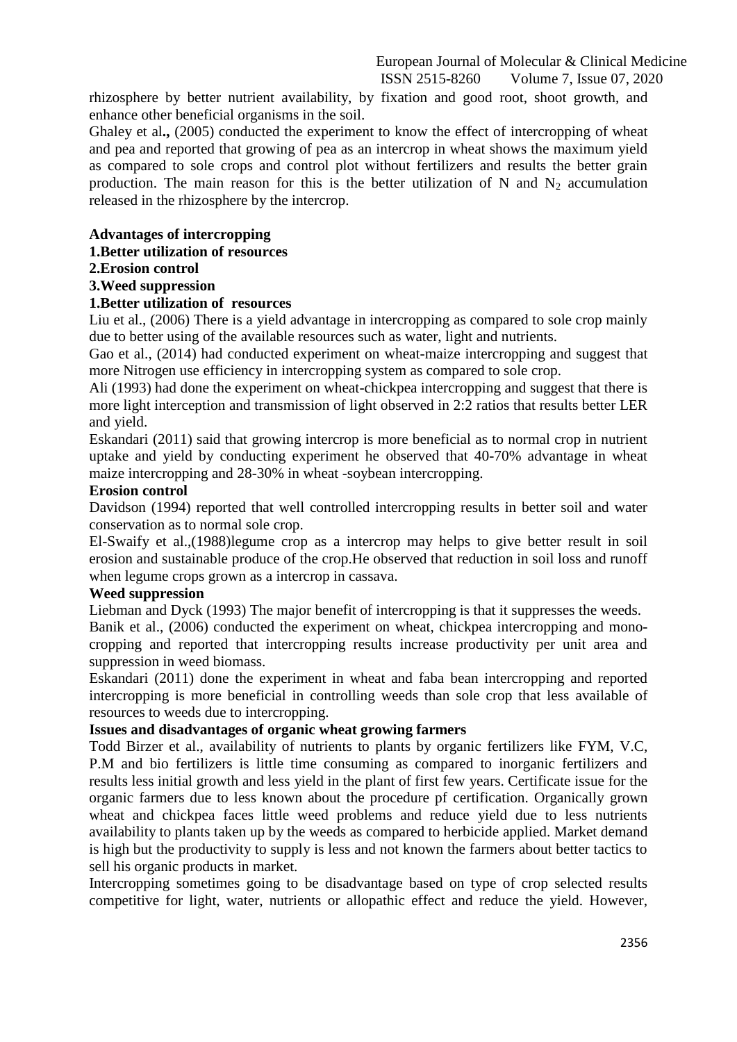rhizosphere by better nutrient availability, by fixation and good root, shoot growth, and enhance other beneficial organisms in the soil.

Ghaley et al**.,** (2005) conducted the experiment to know the effect of intercropping of wheat and pea and reported that growing of pea as an intercrop in wheat shows the maximum yield as compared to sole crops and control plot without fertilizers and results the better grain production. The main reason for this is the better utilization of N and $N_2$ accumulation released in the rhizosphere by the intercrop.

**Advantages of intercropping**

**1.Better utilization of resources**

**2.Erosion control**

**3.Weed suppression**

**1.Better utilization of resources**

Liu et al., (2006) There is a yield advantage in intercropping as compared to sole crop mainly due to better using of the available resources such as water, light and nutrients.

Gao et al., (2014) had conducted experiment on wheat-maize intercropping and suggest that more Nitrogen use efficiency in intercropping system as compared to sole crop.

Ali (1993) had done the experiment on wheat-chickpea intercropping and suggest that there is more light interception and transmission of light observed in 2:2 ratios that results better LER and yield.

Eskandari (2011) said that growing intercrop is more beneficial as to normal crop in nutrient uptake and yield by conducting experiment he observed that 40-70% advantage in wheat maize intercropping and 28-30% in wheat -soybean intercropping.

**Erosion control**

Davidson (1994) reported that well controlled intercropping results in better soil and water conservation as to normal sole crop.

El-Swaify et al.,(1988)legume crop as a intercrop may helps to give better result in soil erosion and sustainable produce of the crop.He observed that reduction in soil loss and runoff when legume crops grown as a intercrop in cassava.

**Weed suppression**

Liebman and Dyck (1993) The major benefit of intercropping is that it suppresses the weeds.

Banik et al., (2006) conducted the experiment on wheat, chickpea intercropping and mono-cropping and reported that intercropping results increase productivity per unit area and suppression in weed biomass.

Eskandari (2011) done the experiment in wheat and faba bean intercropping and reported intercropping is more beneficial in controlling weeds than sole crop that less available of resources to weeds due to intercropping.

**Issues and disadvantages of organic wheat growing farmers**

Todd Birzer et al., availability of nutrients to plants by organic fertilizers like FYM, V.C, P.M and bio fertilizers is little time consuming as compared to inorganic fertilizers and results less initial growth and less yield in the plant of first few years. Certificate issue for the organic farmers due to less known about the procedure pf certification. Organically grown wheat and chickpea faces little weed problems and reduce yield due to less nutrients availability to plants taken up by the weeds as compared to herbicide applied. Market demand is high but the productivity to supply is less and not known the farmers about better tactics to sell his organic products in market.

Intercropping sometimes going to be disadvantage based on type of crop selected results competitive for light, water, nutrients or allopathic effect and reduce the yield. However,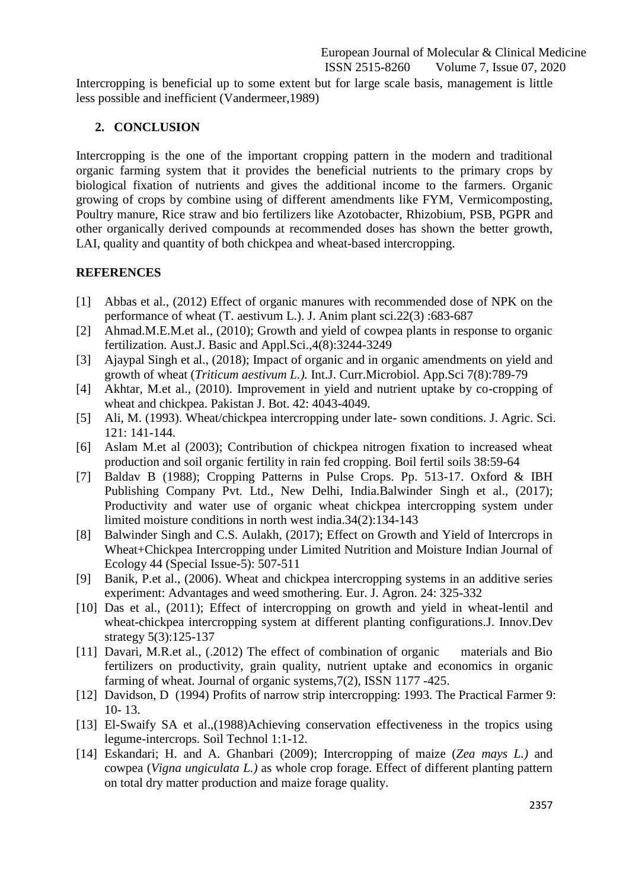Intercropping is beneficial up to some extent but for large scale basis, management is little less possible and inefficient (Vandermeer,1989)

## 2. CONCLUSION

Intercropping is the one of the important cropping pattern in the modern and traditional organic farming system that it provides the beneficial nutrients to the primary crops by biological fixation of nutrients and gives the additional income to the farmers. Organic growing of crops by combine using of different amendments like FYM, Vermicomposting, Poultry manure, Rice straw and bio fertilizers like Azotobacter, Rhizobium, PSB, PGPR and other organically derived compounds at recommended doses has shown the better growth, LAI, quality and quantity of both chickpea and wheat-based intercropping.

## REFERENCES

[1] Abbas et al., (2012) Effect of organic manures with recommended dose of NPK on the performance of wheat (T. aestivum L.). J. Anim plant sci.22(3) :683-687

[2] Ahmad.M.E.M.et al., (2010); Growth and yield of cowpea plants in response to organic fertilization. Aust.J. Basic and Appl.Sci.,4(8):3244-3249

[3] Ajaypal Singh et al., (2018); Impact of organic and in organic amendments on yield and growth of wheat (*Triticum aestivum L.).* Int.J. Curr.Microbiol. App.Sci 7(8):789-79

[4] Akhtar, M.et al., (2010). Improvement in yield and nutrient uptake by co-cropping of wheat and chickpea. Pakistan J. Bot. 42: 4043-4049.

[5] Ali, M. (1993). Wheat/chickpea intercropping under late- sown conditions. J. Agric. Sci. 121: 141-144.

[6] Aslam M.et al (2003); Contribution of chickpea nitrogen fixation to increased wheat production and soil organic fertility in rain fed cropping. Boil fertil soils 38:59-64

[7] Baldav B (1988); Cropping Patterns in Pulse Crops. Pp. 513-17. Oxford & IBH Publishing Company Pvt. Ltd., New Delhi, India.Balwinder Singh et al., (2017); Productivity and water use of organic wheat chickpea intercropping system under limited moisture conditions in north west india.34(2):134-143

[8] Balwinder Singh and C.S. Aulakh, (2017); Effect on Growth and Yield of Intercrops in Wheat+Chickpea Intercropping under Limited Nutrition and Moisture Indian Journal of Ecology 44 (Special Issue-5): 507-511

[9] Banik, P.et al., (2006). Wheat and chickpea intercropping systems in an additive series experiment: Advantages and weed smothering. Eur. J. Agron. 24: 325-332

[10] Das et al., (2011); Effect of intercropping on growth and yield in wheat-lentil and wheat-chickpea intercropping system at different planting configurations.J. Innov.Dev strategy 5(3):125-137

[11] Davari, M.R.et al., (.2012) The effect of combination of organic materials and Bio fertilizers on productivity, grain quality, nutrient uptake and economics in organic farming of wheat. Journal of organic systems,7(2), ISSN 1177 -425.

[12] Davidson, D (1994) Profits of narrow strip intercropping: 1993. The Practical Farmer 9: 10- 13.

[13] El-Swaify SA et al.,(1988)Achieving conservation effectiveness in the tropics using legume-intercrops. Soil Technol 1:1-12.

[14] Eskandari; H. and A. Ghanbari (2009); Intercropping of maize (*Zea mays L.)* and cowpea (*Vigna ungiculata L.)* as whole crop forage. Effect of different planting pattern on total dry matter production and maize forage quality.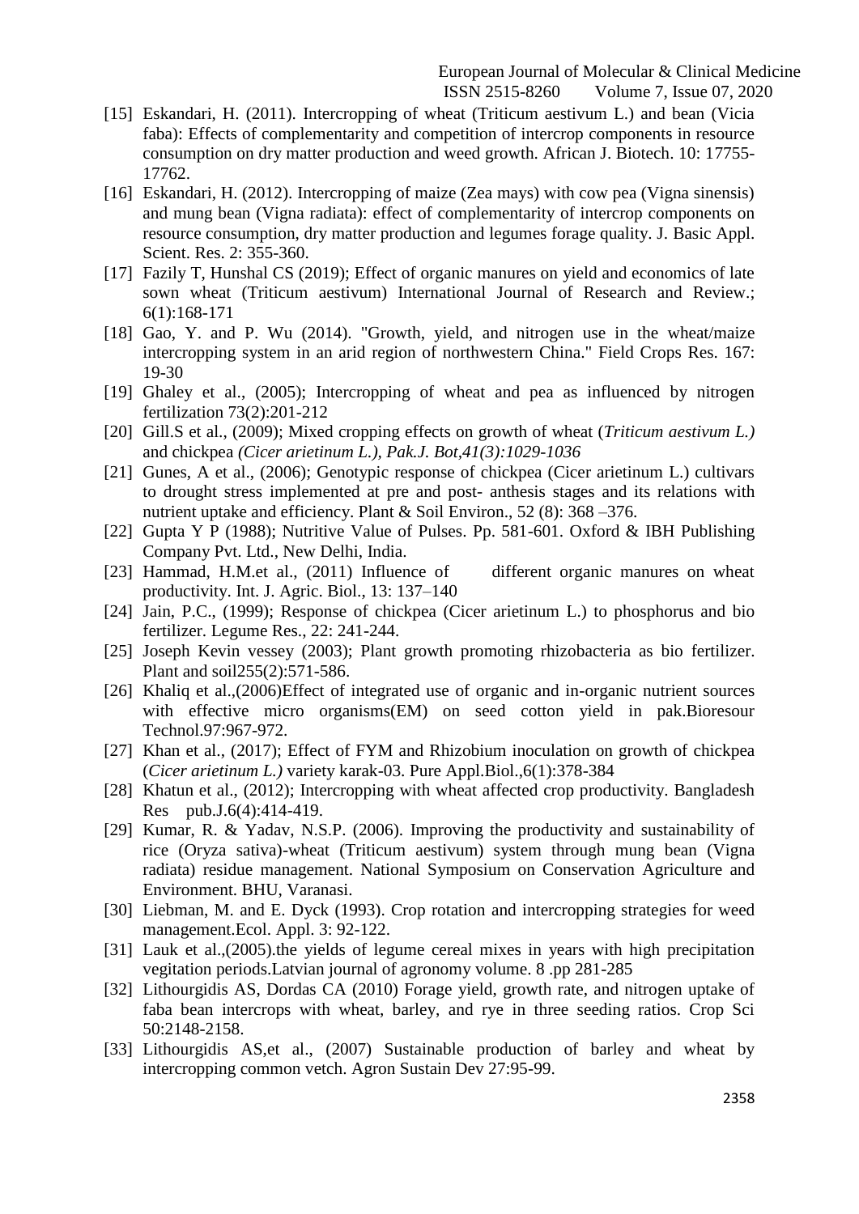[15] Eskandari, H. (2011). Intercropping of wheat (Triticum aestivum L.) and bean (Vicia faba): Effects of complementarity and competition of intercrop components in resource consumption on dry matter production and weed growth. African J. Biotech. 10: 17755-17762.

[16] Eskandari, H. (2012). Intercropping of maize (Zea mays) with cow pea (Vigna sinensis) and mung bean (Vigna radiata): effect of complementarity of intercrop components on resource consumption, dry matter production and legumes forage quality. J. Basic Appl. Scient. Res. 2: 355-360.

[17] Fazily T, Hunshal CS (2019); Effect of organic manures on yield and economics of late sown wheat (Triticum aestivum) International Journal of Research and Review.; 6(1):168-171

[18] Gao, Y. and P. Wu (2014). "Growth, yield, and nitrogen use in the wheat/maize intercropping system in an arid region of northwestern China." Field Crops Res. 167: 19-30

[19] Ghaley et al., (2005); Intercropping of wheat and pea as influenced by nitrogen fertilization 73(2):201-212

[20] Gill.S et al., (2009); Mixed cropping effects on growth of wheat (*Triticum aestivum L.)* and chickpea *(Cicer arietinum L.), Pak.J. Bot,41(3):1029-1036*

[21] Gunes, A et al., (2006); Genotypic response of chickpea (Cicer arietinum L.) cultivars to drought stress implemented at pre and post- anthesis stages and its relations with nutrient uptake and efficiency. Plant & Soil Environ., 52 (8): 368 –376.

[22] Gupta Y P (1988); Nutritive Value of Pulses. Pp. 581-601. Oxford & IBH Publishing Company Pvt. Ltd., New Delhi, India.

[23] Hammad, H.M.et al., (2011) Influence of different organic manures on wheat productivity. Int. J. Agric. Biol., 13: 137–140

[24] Jain, P.C., (1999); Response of chickpea (Cicer arietinum L.) to phosphorus and bio fertilizer. Legume Res., 22: 241-244.

[25] Joseph Kevin vessey (2003); Plant growth promoting rhizobacteria as bio fertilizer. Plant and soil255(2):571-586.

[26] Khaliq et al.,(2006)Effect of integrated use of organic and in-organic nutrient sources with effective micro organisms(EM) on seed cotton yield in pak.Bioresour Technol.97:967-972.

[27] Khan et al., (2017); Effect of FYM and Rhizobium inoculation on growth of chickpea (*Cicer arietinum L.)* variety karak-03. Pure Appl.Biol.,6(1):378-384

[28] Khatun et al., (2012); Intercropping with wheat affected crop productivity. Bangladesh Res pub.J.6(4):414-419.

[29] Kumar, R. & Yadav, N.S.P. (2006). Improving the productivity and sustainability of rice (Oryza sativa)-wheat (Triticum aestivum) system through mung bean (Vigna radiata) residue management. National Symposium on Conservation Agriculture and Environment. BHU, Varanasi.

[30] Liebman, M. and E. Dyck (1993). Crop rotation and intercropping strategies for weed management.Ecol. Appl. 3: 92-122.

[31] Lauk et al.,(2005).the yields of legume cereal mixes in years with high precipitation vegitation periods.Latvian journal of agronomy volume. 8 .pp 281-285

[32] Lithourgidis AS, Dordas CA (2010) Forage yield, growth rate, and nitrogen uptake of faba bean intercrops with wheat, barley, and rye in three seeding ratios. Crop Sci 50:2148-2158.

[33] Lithourgidis AS,et al., (2007) Sustainable production of barley and wheat by intercropping common vetch. Agron Sustain Dev 27:95-99.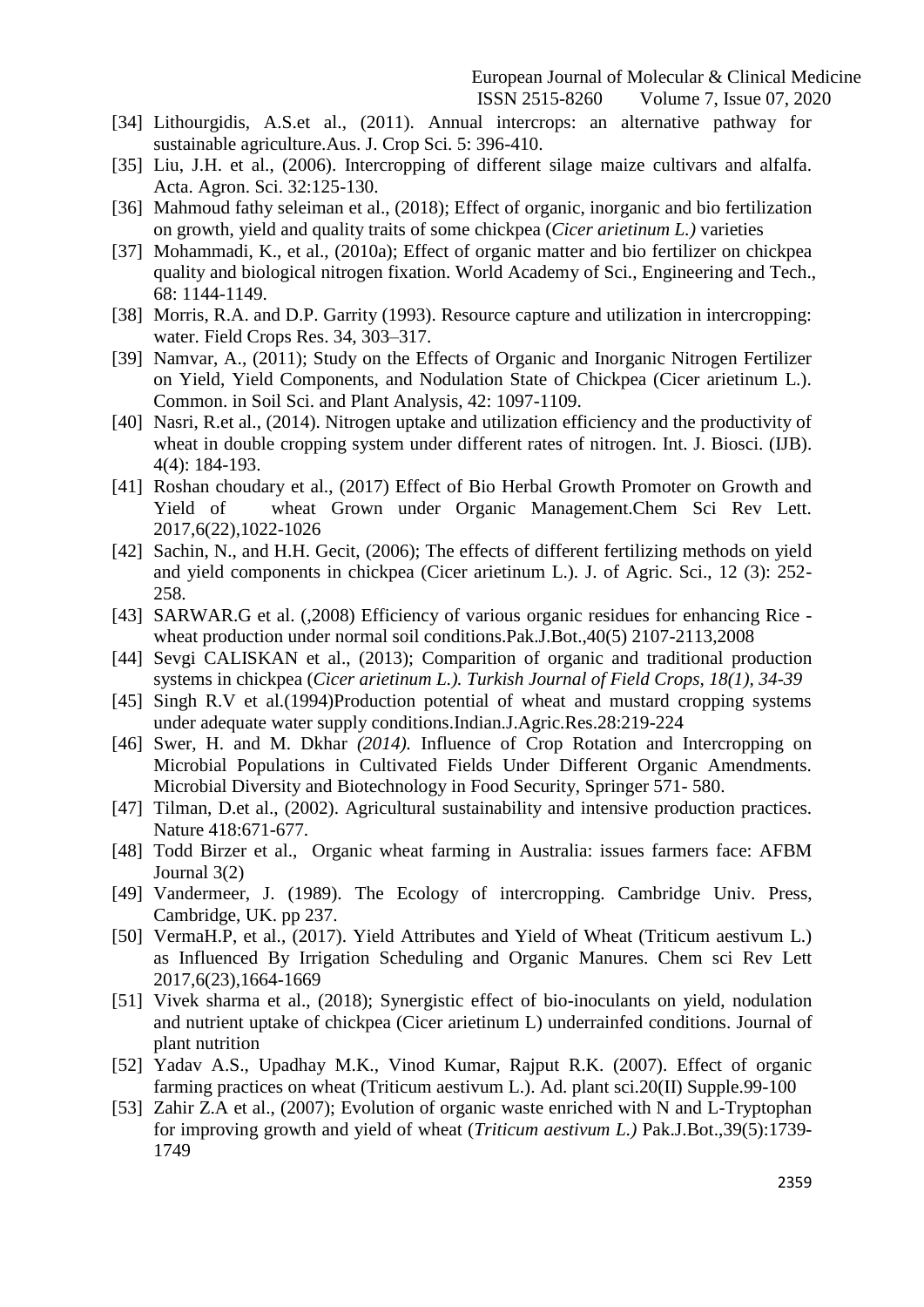[34] Lithourgidis, A.S.et al., (2011). Annual intercrops: an alternative pathway for sustainable agriculture.Aus. J. Crop Sci. 5: 396-410.

[35] Liu, J.H. et al., (2006). Intercropping of different silage maize cultivars and alfalfa. Acta. Agron. Sci. 32:125-130.

[36] Mahmoud fathy seleiman et al., (2018); Effect of organic, inorganic and bio fertilization on growth, yield and quality traits of some chickpea (*Cicer arietinum L.)* varieties

[37] Mohammadi, K., et al., (2010a); Effect of organic matter and bio fertilizer on chickpea quality and biological nitrogen fixation. World Academy of Sci., Engineering and Tech., 68: 1144-1149.

[38] Morris, R.A. and D.P. Garrity (1993). Resource capture and utilization in intercropping: water. Field Crops Res. 34, 303–317.

[39] Namvar, A., (2011); Study on the Effects of Organic and Inorganic Nitrogen Fertilizer on Yield, Yield Components, and Nodulation State of Chickpea (Cicer arietinum L.). Common. in Soil Sci. and Plant Analysis, 42: 1097-1109.

[40] Nasri, R.et al., (2014). Nitrogen uptake and utilization efficiency and the productivity of wheat in double cropping system under different rates of nitrogen. Int. J. Biosci. (IJB). 4(4): 184-193.

[41] Roshan choudary et al., (2017) Effect of Bio Herbal Growth Promoter on Growth and Yield of wheat Grown under Organic Management.Chem Sci Rev Lett. 2017,6(22),1022-1026

[42] Sachin, N., and H.H. Gecit, (2006); The effects of different fertilizing methods on yield and yield components in chickpea (Cicer arietinum L.). J. of Agric. Sci., 12 (3): 252-258.

[43] SARWAR.G et al. (,2008) Efficiency of various organic residues for enhancing Rice - wheat production under normal soil conditions.Pak.J.Bot.,40(5) 2107-2113,2008

[44] Sevgi CALISKAN et al., (2013); Comparition of organic and traditional production systems in chickpea (*Cicer arietinum L.). Turkish Journal of Field Crops, 18(1), 34-39*

[45] Singh R.V et al.(1994)Production potential of wheat and mustard cropping systems under adequate water supply conditions.Indian.J.Agric.Res.28:219-224

[46] Swer, H. and M. Dkhar *(2014).* Influence of Crop Rotation and Intercropping on Microbial Populations in Cultivated Fields Under Different Organic Amendments. Microbial Diversity and Biotechnology in Food Security, Springer 571- 580.

[47] Tilman, D.et al., (2002). Agricultural sustainability and intensive production practices. Nature 418:671-677.

[48] Todd Birzer et al., Organic wheat farming in Australia: issues farmers face: AFBM Journal 3(2)

[49] Vandermeer, J. (1989). The Ecology of intercropping. Cambridge Univ. Press, Cambridge, UK. pp 237.

[50] VermaH.P, et al., (2017). Yield Attributes and Yield of Wheat (Triticum aestivum L.) as Influenced By Irrigation Scheduling and Organic Manures. Chem sci Rev Lett 2017,6(23),1664-1669

[51] Vivek sharma et al., (2018); Synergistic effect of bio-inoculants on yield, nodulation and nutrient uptake of chickpea (Cicer arietinum L) underrainfed conditions. Journal of plant nutrition

[52] Yadav A.S., Upadhay M.K., Vinod Kumar, Rajput R.K. (2007). Effect of organic farming practices on wheat (Triticum aestivum L.). Ad. plant sci.20(II) Supple.99-100

[53] Zahir Z.A et al., (2007); Evolution of organic waste enriched with N and L-Tryptophan for improving growth and yield of wheat (*Triticum aestivum L.)* Pak.J.Bot.,39(5):1739-1749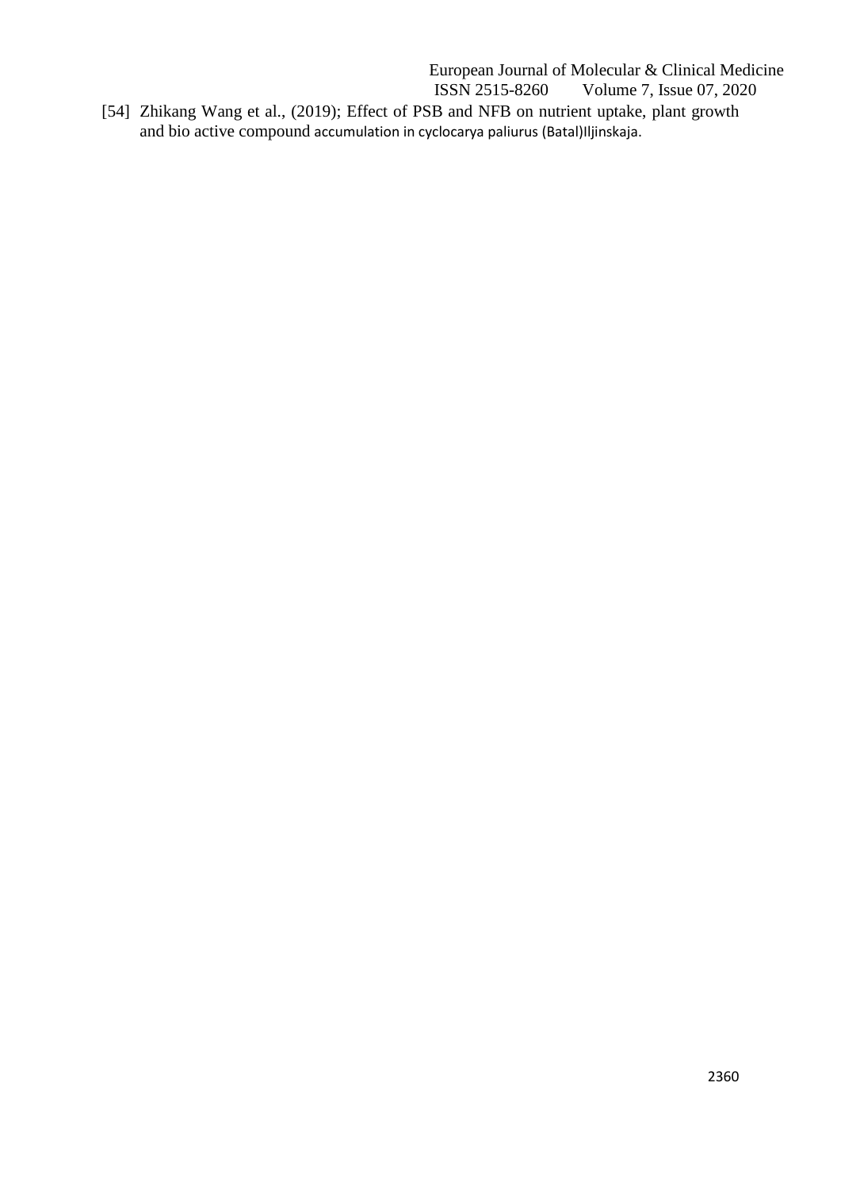[54] Zhikang Wang et al., (2019); Effect of PSB and NFB on nutrient uptake, plant growth and bio active compound accumulation in cyclocarya paliurus (Batal)Iljinskaja.